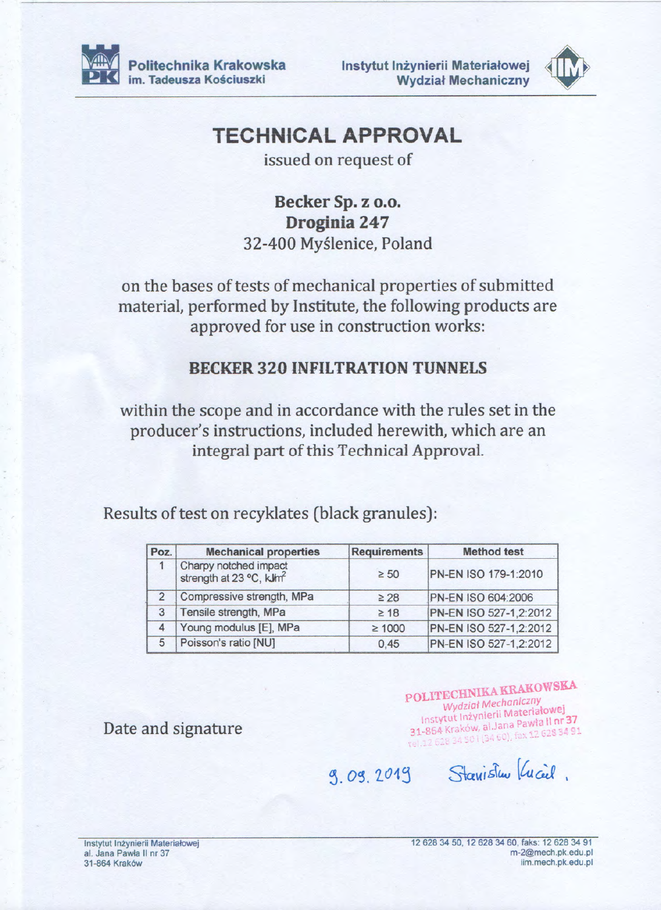Politechnika Krakowska
im. Tadeusza Kościuszki

Instytut Inżynierii Materiałowej
Wydział Mechaniczny

# TECHNICAL APPROVAL

issued on request of

**Becker Sp. z o.o.**
**Droginia 247**
32-400 Myślenice, Poland

on the bases of tests of mechanical properties of submitted material, performed by Institute, the following products are approved for use in construction works:

## BECKER 320 INFILTRATION TUNNELS

within the scope and in accordance with the rules set in the producer's instructions, included herewith, which are an integral part of this Technical Approval.

Results of test on recyklates (black granules):

| Poz. | Mechanical properties | Requirements | Method test |
|---|---|---|---|
| 1 | Charpy notched impact strength at 23 °C, kJ/m$^2$ | ≥ 50 | PN-EN ISO 179-1:2010 |
| 2 | Compressive strength, MPa | ≥ 28 | PN-EN ISO 604:2006 |
| 3 | Tensile strength, MPa | ≥ 18 | PN-EN ISO 527-1,2:2012 |
| 4 | Young modulus [E], MPa | ≥ 1000 | PN-EN ISO 527-1,2:2012 |
| 5 | Poisson's ratio [NU] | 0,45 | PN-EN ISO 527-1,2:2012 |

Date and signature

POLITECHNIKA KRAKOWSKA
Wydział Mechaniczny
Instytut Inżynierii Materiałowej
31-864 Kraków, al. Jana Pawła II nr 37
tel. 12 628 34 50 i (34 60), fax 12 628 34 91

9.09.2019 Stanisław Kuciel

Instytut Inżynierii Materiałowej
al. Jana Pawła II nr 37
31-864 Kraków

12 628 34 50, 12 628 34 60, faks: 12 628 34 91
m-2@mech.pk.edu.pl
iim.mech.pk.edu.pl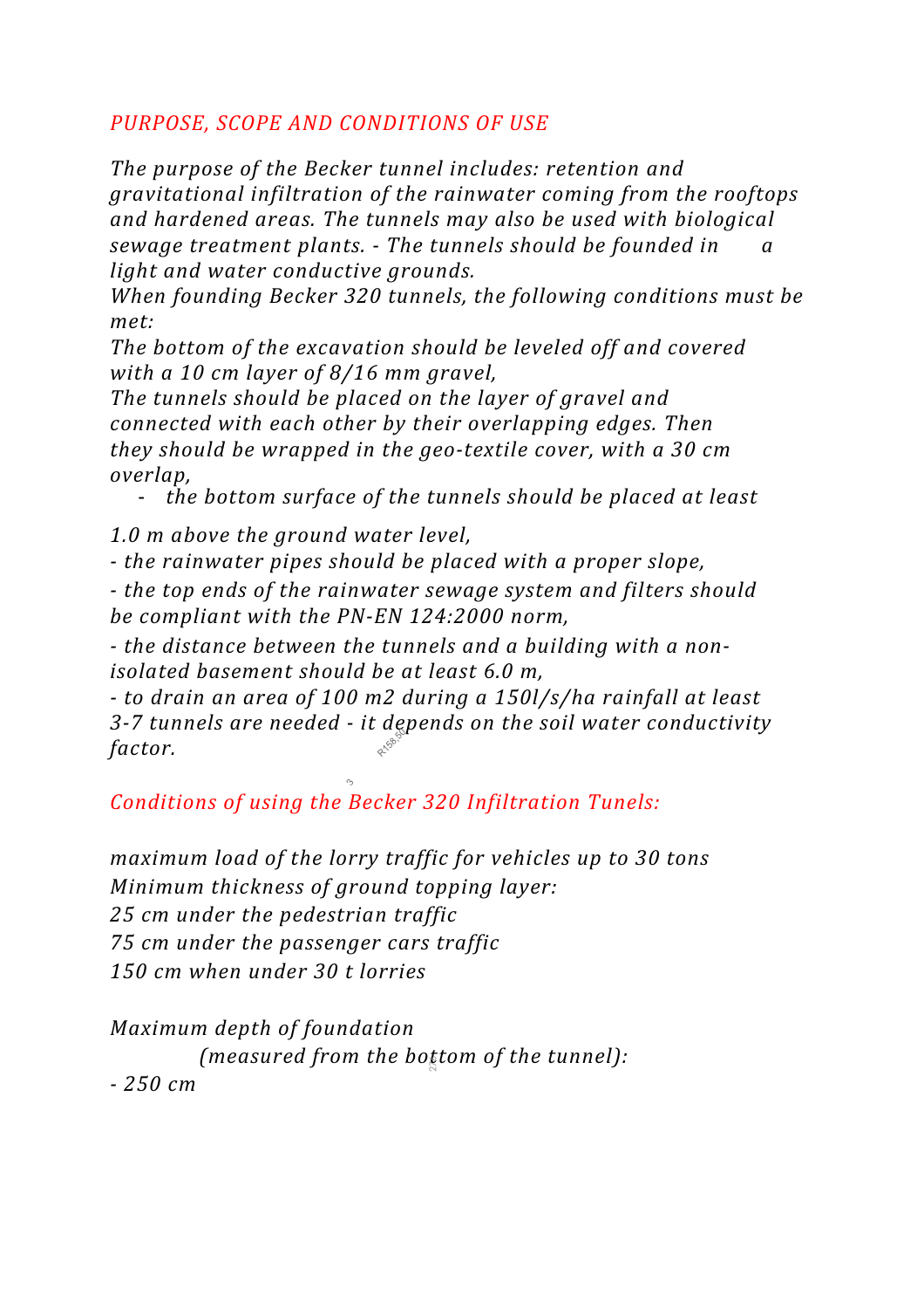## *PURPOSE, SCOPE AND CONDITIONS OF USE*

*The purpose of the Becker tunnel includes: retention and gravitational infiltration of the rainwater coming from the rooftops and hardened areas. The tunnels may also be used with biological sewage treatment plants. - The tunnels should be founded in a light and water conductive grounds.*

*When founding Becker 320 tunnels, the following conditions must be met:*

*The bottom of the excavation should be leveled off and covered with a 10 cm layer of 8/16 mm gravel,*

*The tunnels should be placed on the layer of gravel and connected with each other by their overlapping edges. Then they should be wrapped in the geo-textile cover, with a 30 cm overlap,*

- *the bottom surface of the tunnels should be placed at least 1.0 m above the ground water level,*
- *the rainwater pipes should be placed with a proper slope,*
- *the top ends of the rainwater sewage system and filters should be compliant with the PN-EN 124:2000 norm,*
- *the distance between the tunnels and a building with a non-isolated basement should be at least 6.0 m,*
- *to drain an area of 100 m2 during a 150l/s/ha rainfall at least 3-7 tunnels are needed - it depends on the soil water conductivity factor.*

## *Conditions of using the Becker 320 Infiltration Tunels:*

*maximum load of the lorry traffic for vehicles up to 30 tons*

*Minimum thickness of ground topping layer:*

*25 cm under the pedestrian traffic*

*75 cm under the passenger cars traffic*

*150 cm when under 30 t lorries*

*Maximum depth of foundation (measured from the bottom of the tunnel):*

*- 250 cm*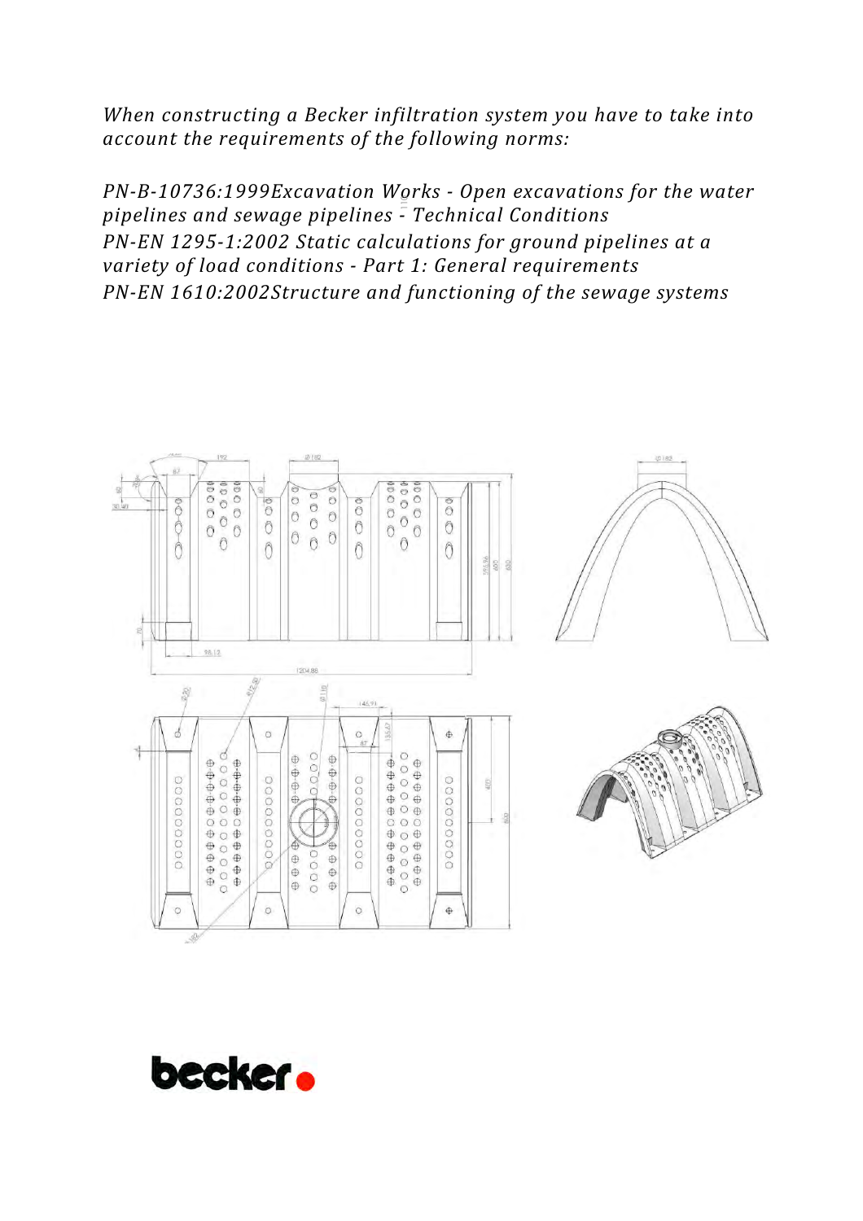*When constructing a Becker infiltration system you have to take into account the requirements of the following norms:*

*PN-B-10736:1999Excavation Works - Open excavations for the water pipelines and sewage pipelines - Technical Conditions*
*PN-EN 1295-1:2002 Static calculations for ground pipelines at a variety of load conditions - Part 1: General requirements*
*PN-EN 1610:2002Structure and functioning of the sewage systems*